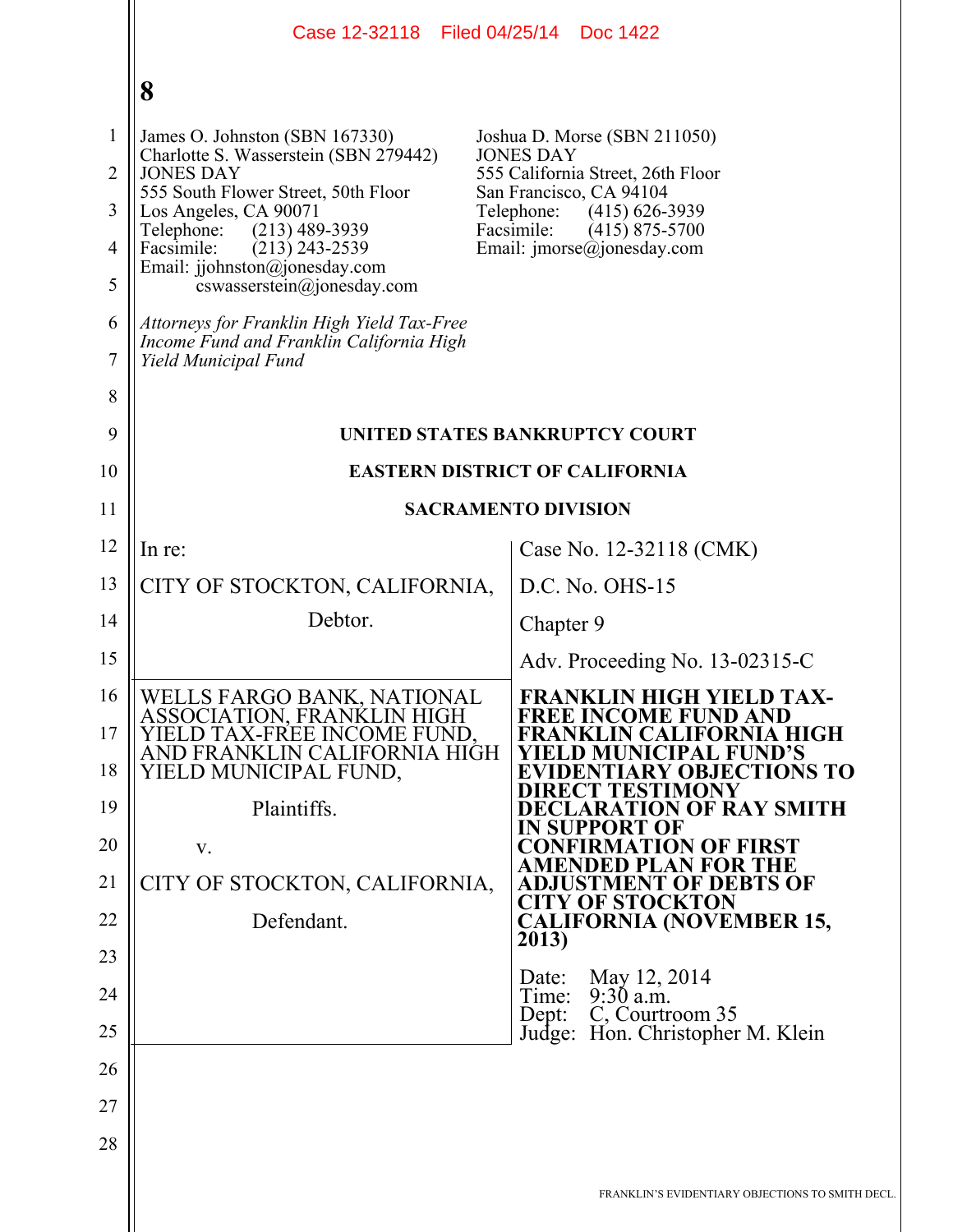James O. Johnston (SBN 167330)
Charlotte S. Wasserstein (SBN 279442)
JONES DAY
555 South Flower Street, 50th Floor
Los Angeles, CA 90071
Telephone: (213) 489-3939
Facsimile: (213) 243-2539
Email: jjohnston@jonesday.com
cswasserstein@jonesday.com

Joshua D. Morse (SBN 211050)
JONES DAY
555 California Street, 26th Floor
San Francisco, CA 94104
Telephone: (415) 626-3939
Facsimile: (415) 875-5700
Email: jmorse@jonesday.com

*Attorneys for Franklin High Yield Tax-Free Income Fund and Franklin California High Yield Municipal Fund*

**UNITED STATES BANKRUPTCY COURT**

**EASTERN DISTRICT OF CALIFORNIA**

**SACRAMENTO DIVISION**

| | |
|---|---|
| In re:<br><br>CITY OF STOCKTON, CALIFORNIA,<br><br>Debtor. | Case No. 12-32118 (CMK)<br><br>D.C. No. OHS-15<br><br>Chapter 9<br><br>Adv. Proceeding No. 13-02315-C |
| WELLS FARGO BANK, NATIONAL ASSOCIATION, FRANKLIN HIGH YIELD TAX-FREE INCOME FUND, AND FRANKLIN CALIFORNIA HIGH YIELD MUNICIPAL FUND,<br><br>Plaintiffs.<br><br>v.<br><br>CITY OF STOCKTON, CALIFORNIA,<br><br>Defendant. | **FRANKLIN HIGH YIELD TAX-FREE INCOME FUND AND FRANKLIN CALIFORNIA HIGH YIELD MUNICIPAL FUND'S EVIDENTIARY OBJECTIONS TO DIRECT TESTIMONY DECLARATION OF RAY SMITH IN SUPPORT OF CONFIRMATION OF FIRST AMENDED PLAN FOR THE ADJUSTMENT OF DEBTS OF CITY OF STOCKTON CALIFORNIA (NOVEMBER 15, 2013)**<br><br>Date: May 12, 2014<br>Time: 9:30 a.m.<br>Dept: C, Courtroom 35<br>Judge: Hon. Christopher M. Klein |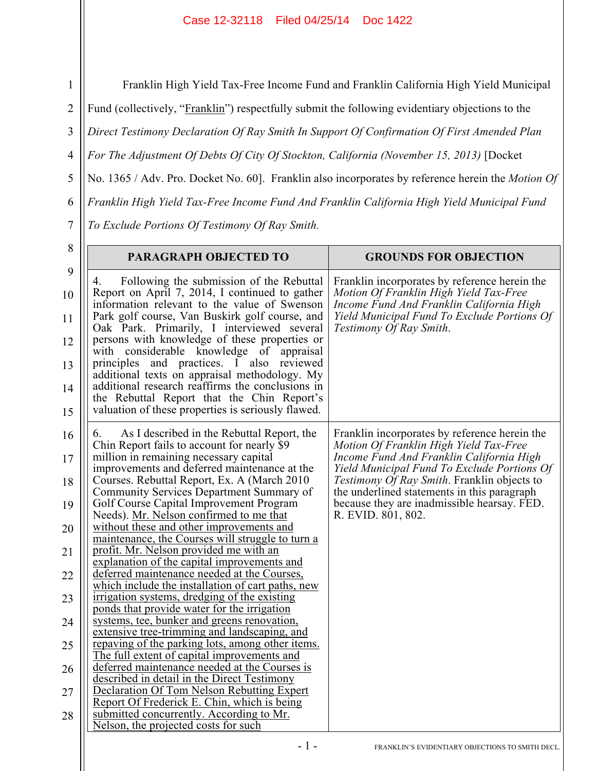Franklin High Yield Tax-Free Income Fund and Franklin California High Yield Municipal Fund (collectively, "Franklin") respectfully submit the following evidentiary objections to the *Direct Testimony Declaration Of Ray Smith In Support Of Confirmation Of First Amended Plan For The Adjustment Of Debts Of City Of Stockton, California (November 15, 2013)* [Docket No. 1365 / Adv. Pro. Docket No. 60]. Franklin also incorporates by reference herein the *Motion Of Franklin High Yield Tax-Free Income Fund And Franklin California High Yield Municipal Fund To Exclude Portions Of Testimony Of Ray Smith.*

| PARAGRAPH OBJECTED TO | GROUNDS FOR OBJECTION |
|---|---|
| 4. Following the submission of the Rebuttal Report on April 7, 2014, I continued to gather information relevant to the value of Swenson Park golf course, Van Buskirk golf course, and Oak Park. Primarily, I interviewed several persons with knowledge of these properties or with considerable knowledge of appraisal principles and practices. I also reviewed additional texts on appraisal methodology. My additional research reaffirms the conclusions in the Rebuttal Report that the Chin Report's valuation of these properties is seriously flawed. | Franklin incorporates by reference herein the *Motion Of Franklin High Yield Tax-Free Income Fund And Franklin California High Yield Municipal Fund To Exclude Portions Of Testimony Of Ray Smith*. |
| 6. As I described in the Rebuttal Report, the Chin Report fails to account for nearly $9 million in remaining necessary capital improvements and deferred maintenance at the Courses. Rebuttal Report, Ex. A (March 2010 Community Services Department Summary of Golf Course Capital Improvement Program Needs). <u>Mr. Nelson confirmed to me that without these and other improvements and maintenance, the Courses will struggle to turn a profit. Mr. Nelson provided me with an explanation of the capital improvements and deferred maintenance needed at the Courses, which include the installation of cart paths, new irrigation systems, dredging of the existing ponds that provide water for the irrigation systems, tee, bunker and greens renovation, extensive tree-trimming and landscaping, and repaving of the parking lots, among other items. The full extent of capital improvements and deferred maintenance needed at the Courses is described in detail in the Direct Testimony Declaration Of Tom Nelson Rebutting Expert Report Of Frederick E. Chin, which is being submitted concurrently. According to Mr. Nelson, the projected costs for such</u> | Franklin incorporates by reference herein the *Motion Of Franklin High Yield Tax-Free Income Fund And Franklin California High Yield Municipal Fund To Exclude Portions Of Testimony Of Ray Smith*. Franklin objects to the underlined statements in this paragraph because they are inadmissible hearsay. FED. R. EVID. 801, 802. |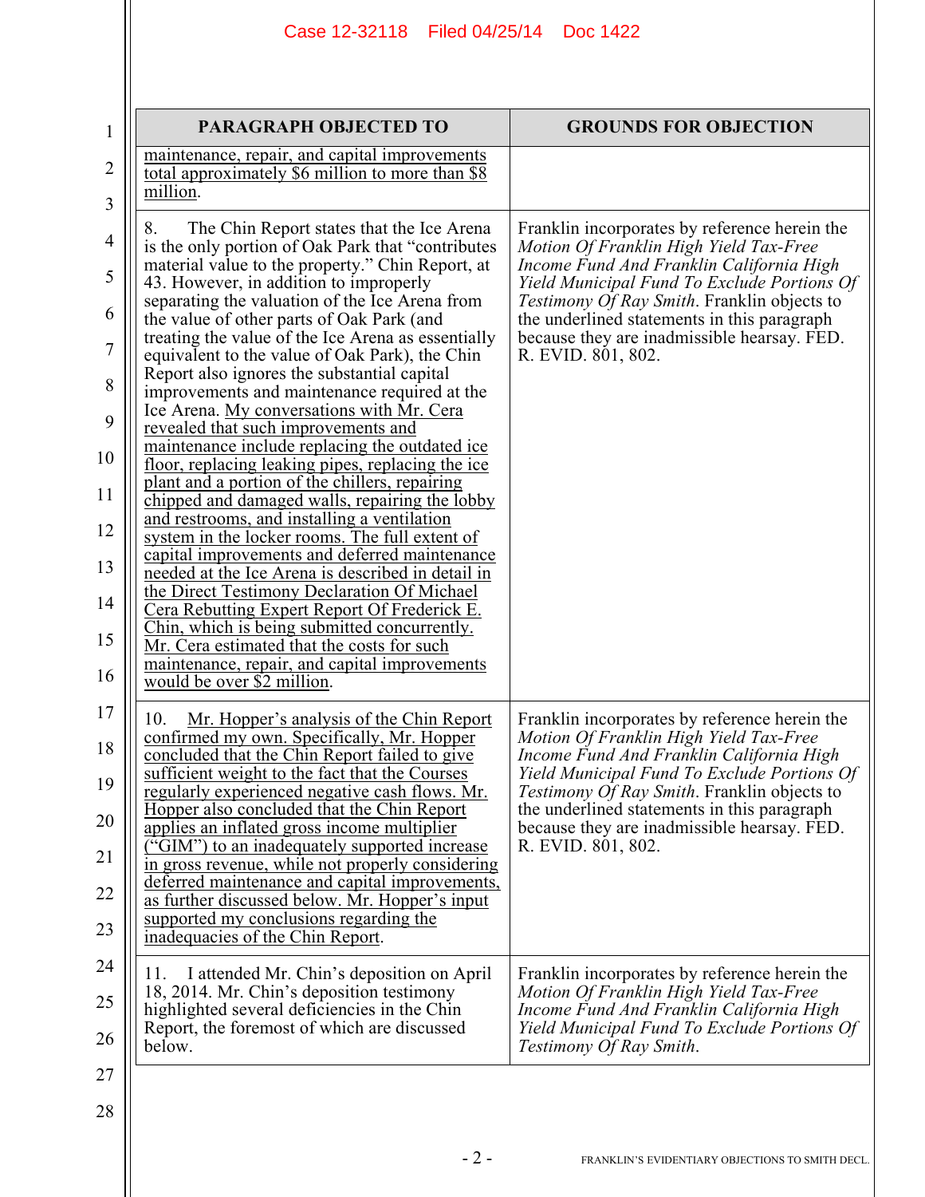| PARAGRAPH OBJECTED TO | GROUNDS FOR OBJECTION |
|---|---|
| maintenance, repair, and capital improvements total approximately $6 million to more than $8 million. | |
| 8. The Chin Report states that the Ice Arena is the only portion of Oak Park that "contributes material value to the property." Chin Report, at 43. However, in addition to improperly separating the valuation of the Ice Arena from the value of other parts of Oak Park (and treating the value of the Ice Arena as essentially equivalent to the value of Oak Park), the Chin Report also ignores the substantial capital improvements and maintenance required at the Ice Arena. My conversations with Mr. Cera revealed that such improvements and maintenance include replacing the outdated ice floor, replacing leaking pipes, replacing the ice plant and a portion of the chillers, repairing chipped and damaged walls, repairing the lobby and restrooms, and installing a ventilation system in the locker rooms. The full extent of capital improvements and deferred maintenance needed at the Ice Arena is described in detail in the Direct Testimony Declaration Of Michael Cera Rebutting Expert Report Of Frederick E. Chin, which is being submitted concurrently. Mr. Cera estimated that the costs for such maintenance, repair, and capital improvements would be over $2 million. | Franklin incorporates by reference herein the *Motion Of Franklin High Yield Tax-Free Income Fund And Franklin California High Yield Municipal Fund To Exclude Portions Of Testimony Of Ray Smith*. Franklin objects to the underlined statements in this paragraph because they are inadmissible hearsay. FED. R. EVID. 801, 802. |
| 10. Mr. Hopper's analysis of the Chin Report confirmed my own. Specifically, Mr. Hopper concluded that the Chin Report failed to give sufficient weight to the fact that the Courses regularly experienced negative cash flows. Mr. Hopper also concluded that the Chin Report applies an inflated gross income multiplier ("GIM") to an inadequately supported increase in gross revenue, while not properly considering deferred maintenance and capital improvements, as further discussed below. Mr. Hopper's input supported my conclusions regarding the inadequacies of the Chin Report. | Franklin incorporates by reference herein the *Motion Of Franklin High Yield Tax-Free Income Fund And Franklin California High Yield Municipal Fund To Exclude Portions Of Testimony Of Ray Smith*. Franklin objects to the underlined statements in this paragraph because they are inadmissible hearsay. FED. R. EVID. 801, 802. |
| 11. I attended Mr. Chin's deposition on April 18, 2014. Mr. Chin's deposition testimony highlighted several deficiencies in the Chin Report, the foremost of which are discussed below. | Franklin incorporates by reference herein the *Motion Of Franklin High Yield Tax-Free Income Fund And Franklin California High Yield Municipal Fund To Exclude Portions Of Testimony Of Ray Smith*. |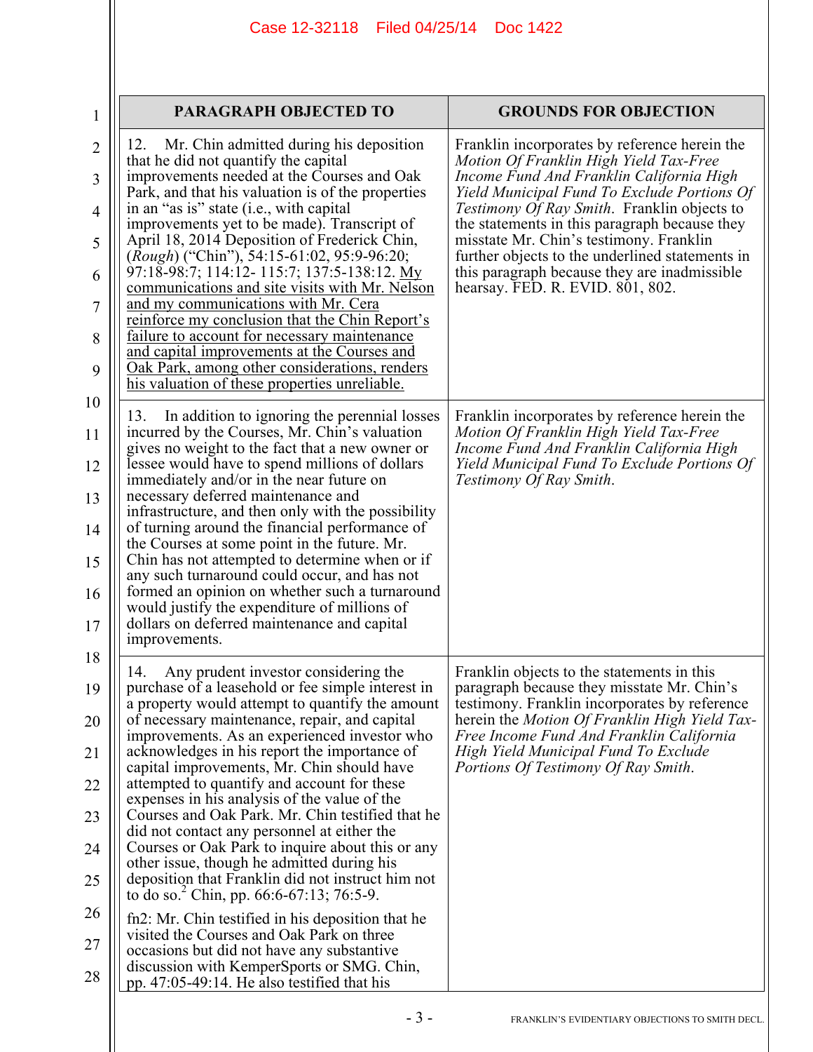| PARAGRAPH OBJECTED TO | GROUNDS FOR OBJECTION |
|---|---|
| 12. Mr. Chin admitted during his deposition that he did not quantify the capital improvements needed at the Courses and Oak Park, and that his valuation is of the properties in an "as is" state (i.e., with capital improvements yet to be made). Transcript of April 18, 2014 Deposition of Frederick Chin, (*Rough*) ("Chin"), 54:15-61:02, 95:9-96:20; 97:18-98:7; 114:12- 115:7; 137:5-138:12. <u>My communications and site visits with Mr. Nelson and my communications with Mr. Cera reinforce my conclusion that the Chin Report's failure to account for necessary maintenance and capital improvements at the Courses and Oak Park, among other considerations, renders his valuation of these properties unreliable.</u> | Franklin incorporates by reference herein the *Motion Of Franklin High Yield Tax-Free Income Fund And Franklin California High Yield Municipal Fund To Exclude Portions Of Testimony Of Ray Smith*. Franklin objects to the statements in this paragraph because they misstate Mr. Chin's testimony. Franklin further objects to the underlined statements in this paragraph because they are inadmissible hearsay. FED. R. EVID. 801, 802. |
| 13. In addition to ignoring the perennial losses incurred by the Courses, Mr. Chin's valuation gives no weight to the fact that a new owner or lessee would have to spend millions of dollars immediately and/or in the near future on necessary deferred maintenance and infrastructure, and then only with the possibility of turning around the financial performance of the Courses at some point in the future. Mr. Chin has not attempted to determine when or if any such turnaround could occur, and has not formed an opinion on whether such a turnaround would justify the expenditure of millions of dollars on deferred maintenance and capital improvements. | Franklin incorporates by reference herein the *Motion Of Franklin High Yield Tax-Free Income Fund And Franklin California High Yield Municipal Fund To Exclude Portions Of Testimony Of Ray Smith*. |
| 14. Any prudent investor considering the purchase of a leasehold or fee simple interest in a property would attempt to quantify the amount of necessary maintenance, repair, and capital improvements. As an experienced investor who acknowledges in his report the importance of capital improvements, Mr. Chin should have attempted to quantify and account for these expenses in his analysis of the value of the Courses and Oak Park. Mr. Chin testified that he did not contact any personnel at either the Courses or Oak Park to inquire about this or any other issue, though he admitted during his deposition that Franklin did not instruct him not to do so.[2] Chin, pp. 66:6-67:13; 76:5-9.<br><br>fn2: Mr. Chin testified in his deposition that he visited the Courses and Oak Park on three occasions but did not have any substantive discussion with KemperSports or SMG. Chin, pp. 47:05-49:14. He also testified that his | Franklin objects to the statements in this paragraph because they misstate Mr. Chin's testimony. Franklin incorporates by reference herein the *Motion Of Franklin High Yield Tax-Free Income Fund And Franklin California High Yield Municipal Fund To Exclude Portions Of Testimony Of Ray Smith*. |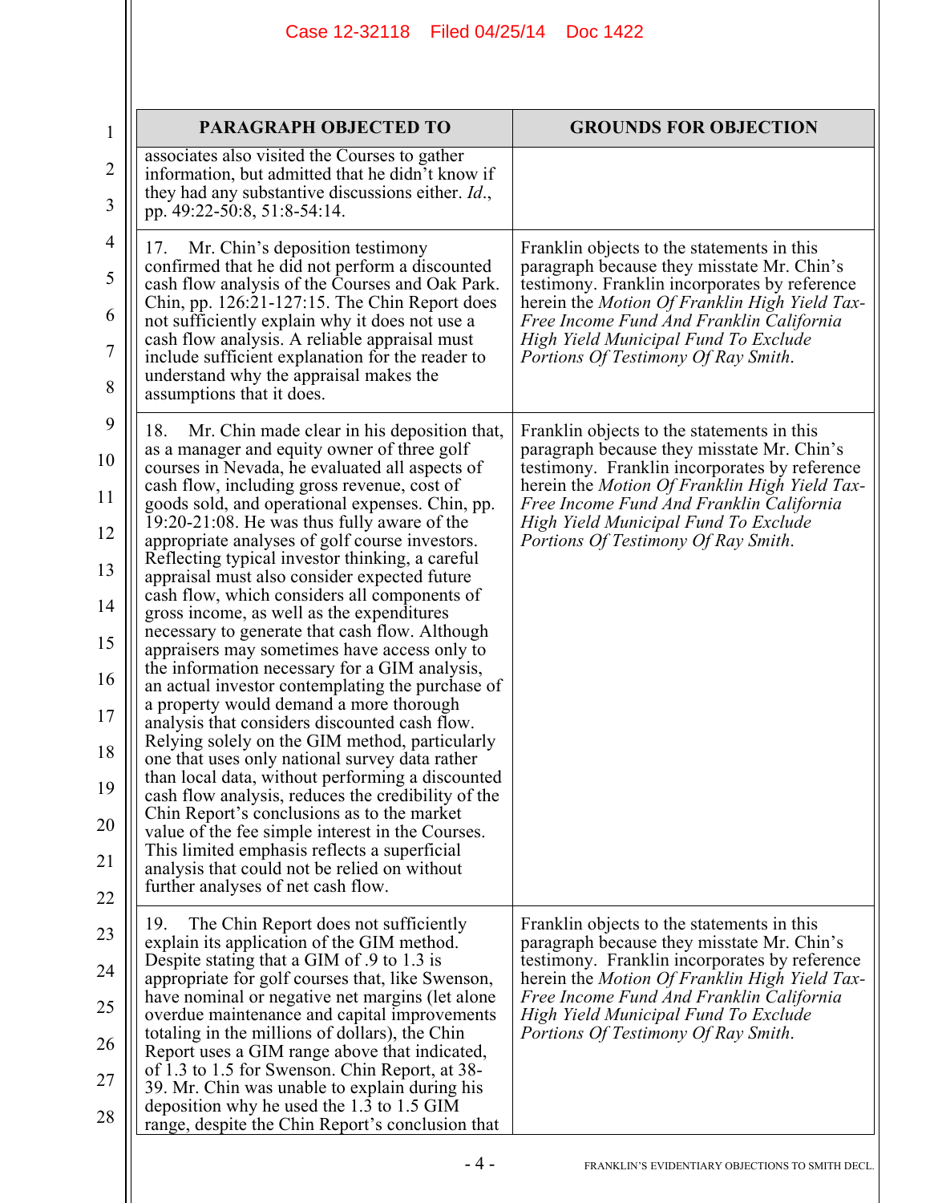| PARAGRAPH OBJECTED TO | GROUNDS FOR OBJECTION |
|---|---|
| associates also visited the Courses to gather information, but admitted that he didn't know if they had any substantive discussions either. *Id.*, pp. 49:22-50:8, 51:8-54:14. | |
| 17. Mr. Chin's deposition testimony confirmed that he did not perform a discounted cash flow analysis of the Courses and Oak Park. Chin, pp. 126:21-127:15. The Chin Report does not sufficiently explain why it does not use a cash flow analysis. A reliable appraisal must include sufficient explanation for the reader to understand why the appraisal makes the assumptions that it does. | Franklin objects to the statements in this paragraph because they misstate Mr. Chin's testimony. Franklin incorporates by reference herein the *Motion Of Franklin High Yield Tax-Free Income Fund And Franklin California High Yield Municipal Fund To Exclude Portions Of Testimony Of Ray Smith*. |
| 18. Mr. Chin made clear in his deposition that, as a manager and equity owner of three golf courses in Nevada, he evaluated all aspects of cash flow, including gross revenue, cost of goods sold, and operational expenses. Chin, pp. 19:20-21:08. He was thus fully aware of the appropriate analyses of golf course investors. Reflecting typical investor thinking, a careful appraisal must also consider expected future cash flow, which considers all components of gross income, as well as the expenditures necessary to generate that cash flow. Although appraisers may sometimes have access only to the information necessary for a GIM analysis, an actual investor contemplating the purchase of a property would demand a more thorough analysis that considers discounted cash flow. Relying solely on the GIM method, particularly one that uses only national survey data rather than local data, without performing a discounted cash flow analysis, reduces the credibility of the Chin Report's conclusions as to the market value of the fee simple interest in the Courses. This limited emphasis reflects a superficial analysis that could not be relied on without further analyses of net cash flow. | Franklin objects to the statements in this paragraph because they misstate Mr. Chin's testimony. Franklin incorporates by reference herein the *Motion Of Franklin High Yield Tax-Free Income Fund And Franklin California High Yield Municipal Fund To Exclude Portions Of Testimony Of Ray Smith*. |
| 19. The Chin Report does not sufficiently explain its application of the GIM method. Despite stating that a GIM of .9 to 1.3 is appropriate for golf courses that, like Swenson, have nominal or negative net margins (let alone overdue maintenance and capital improvements totaling in the millions of dollars), the Chin Report uses a GIM range above that indicated, of 1.3 to 1.5 for Swenson. Chin Report, at 38-39. Mr. Chin was unable to explain during his deposition why he used the 1.3 to 1.5 GIM range, despite the Chin Report's conclusion that | Franklin objects to the statements in this paragraph because they misstate Mr. Chin's testimony. Franklin incorporates by reference herein the *Motion Of Franklin High Yield Tax-Free Income Fund And Franklin California High Yield Municipal Fund To Exclude Portions Of Testimony Of Ray Smith*. |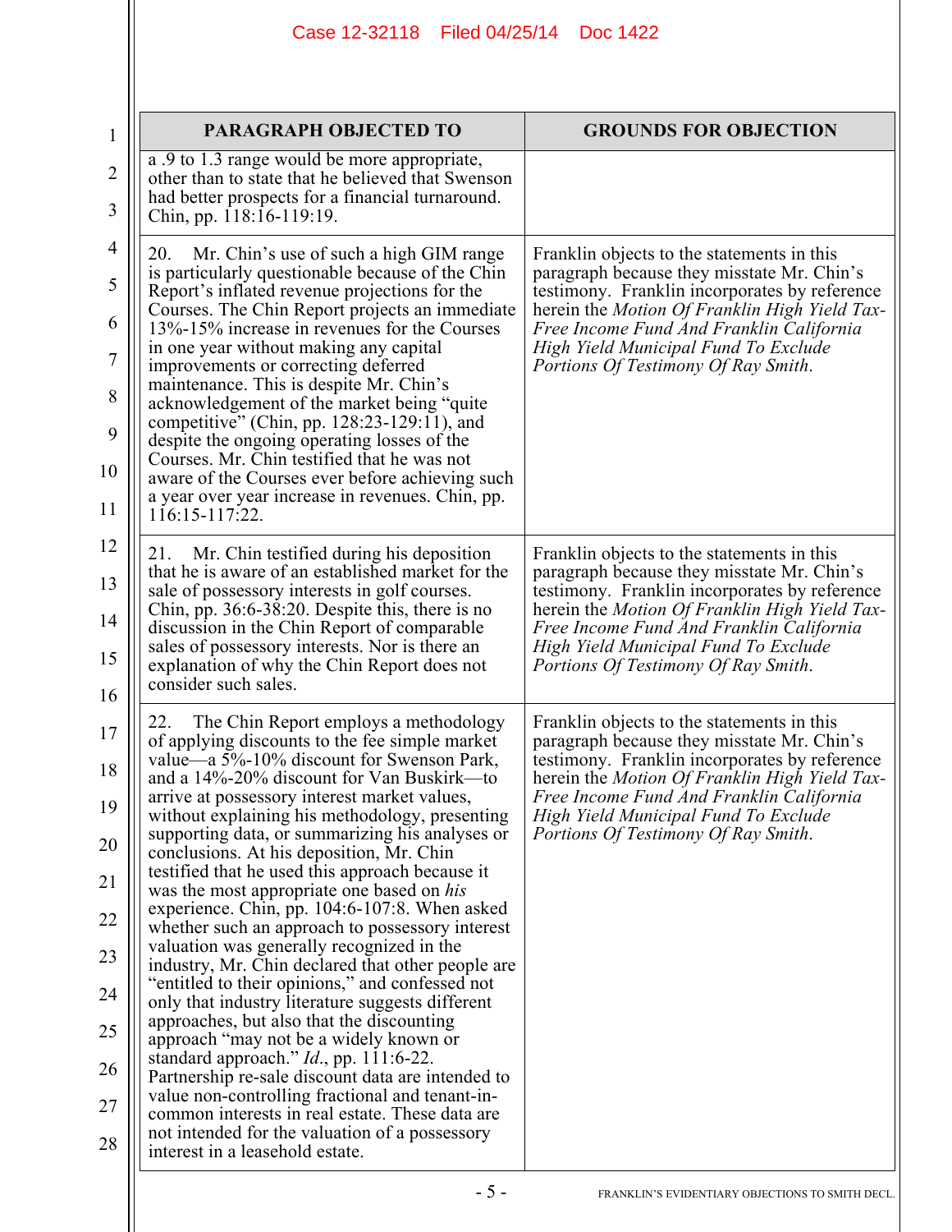| PARAGRAPH OBJECTED TO | GROUNDS FOR OBJECTION |
|---|---|
| a .9 to 1.3 range would be more appropriate, other than to state that he believed that Swenson had better prospects for a financial turnaround. Chin, pp. 118:16-119:19. | |
| 20. Mr. Chin's use of such a high GIM range is particularly questionable because of the Chin Report's inflated revenue projections for the Courses. The Chin Report projects an immediate 13%-15% increase in revenues for the Courses in one year without making any capital improvements or correcting deferred maintenance. This is despite Mr. Chin's acknowledgement of the market being "quite competitive" (Chin, pp. 128:23-129:11), and despite the ongoing operating losses of the Courses. Mr. Chin testified that he was not aware of the Courses ever before achieving such a year over year increase in revenues. Chin, pp. 116:15-117:22. | Franklin objects to the statements in this paragraph because they misstate Mr. Chin's testimony. Franklin incorporates by reference herein the *Motion Of Franklin High Yield Tax-Free Income Fund And Franklin California High Yield Municipal Fund To Exclude Portions Of Testimony Of Ray Smith*. |
| 21. Mr. Chin testified during his deposition that he is aware of an established market for the sale of possessory interests in golf courses. Chin, pp. 36:6-38:20. Despite this, there is no discussion in the Chin Report of comparable sales of possessory interests. Nor is there an explanation of why the Chin Report does not consider such sales. | Franklin objects to the statements in this paragraph because they misstate Mr. Chin's testimony. Franklin incorporates by reference herein the *Motion Of Franklin High Yield Tax-Free Income Fund And Franklin California High Yield Municipal Fund To Exclude Portions Of Testimony Of Ray Smith*. |
| 22. The Chin Report employs a methodology of applying discounts to the fee simple market value—a 5%-10% discount for Swenson Park, and a 14%-20% discount for Van Buskirk—to arrive at possessory interest market values, without explaining his methodology, presenting supporting data, or summarizing his analyses or conclusions. At his deposition, Mr. Chin testified that he used this approach because it was the most appropriate one based on *his* experience. Chin, pp. 104:6-107:8. When asked whether such an approach to possessory interest valuation was generally recognized in the industry, Mr. Chin declared that other people are "entitled to their opinions," and confessed not only that industry literature suggests different approaches, but also that the discounting approach "may not be a widely known or standard approach." *Id*., pp. 111:6-22. Partnership re-sale discount data are intended to value non-controlling fractional and tenant-in-common interests in real estate. These data are not intended for the valuation of a possessory interest in a leasehold estate. | Franklin objects to the statements in this paragraph because they misstate Mr. Chin's testimony. Franklin incorporates by reference herein the *Motion Of Franklin High Yield Tax-Free Income Fund And Franklin California High Yield Municipal Fund To Exclude Portions Of Testimony Of Ray Smith*. |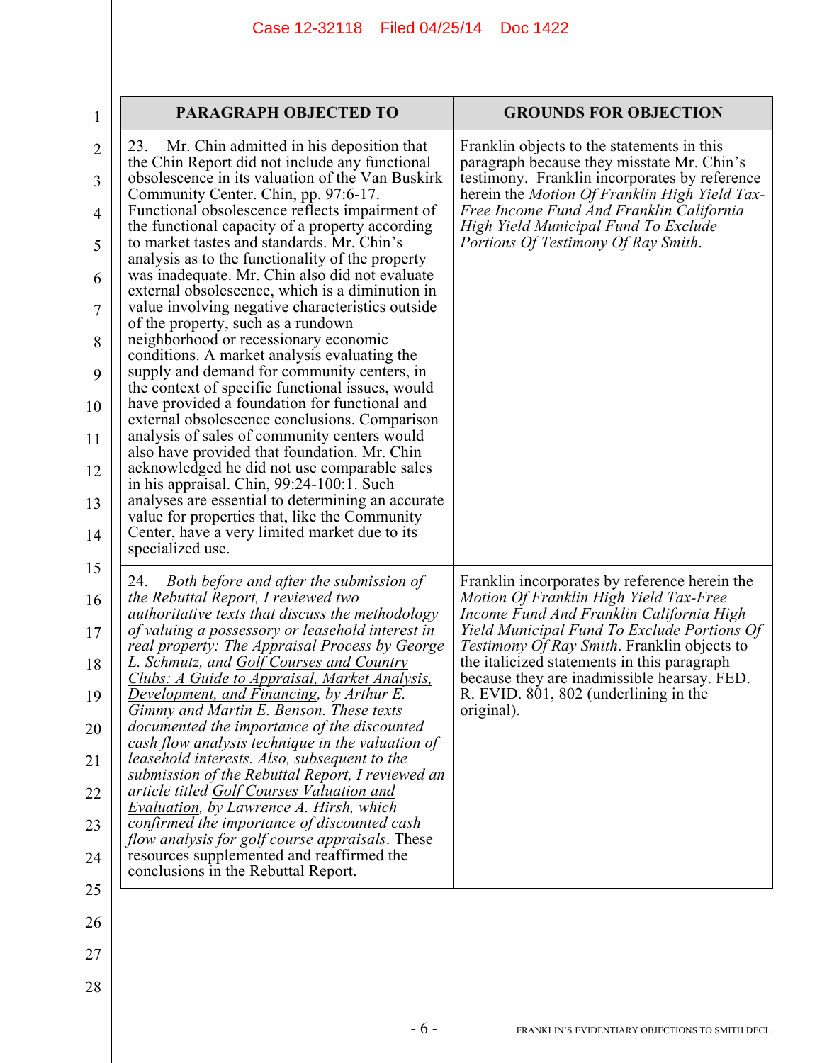| PARAGRAPH OBJECTED TO | GROUNDS FOR OBJECTION |
|---|---|
| 23. Mr. Chin admitted in his deposition that the Chin Report did not include any functional obsolescence in its valuation of the Van Buskirk Community Center. Chin, pp. 97:6-17. Functional obsolescence reflects impairment of the functional capacity of a property according to market tastes and standards. Mr. Chin's analysis as to the functionality of the property was inadequate. Mr. Chin also did not evaluate external obsolescence, which is a diminution in value involving negative characteristics outside of the property, such as a rundown neighborhood or recessionary economic conditions. A market analysis evaluating the supply and demand for community centers, in the context of specific functional issues, would have provided a foundation for functional and external obsolescence conclusions. Comparison analysis of sales of community centers would also have provided that foundation. Mr. Chin acknowledged he did not use comparable sales in his appraisal. Chin, 99:24-100:1. Such analyses are essential to determining an accurate value for properties that, like the Community Center, have a very limited market due to its specialized use. | Franklin objects to the statements in this paragraph because they misstate Mr. Chin's testimony. Franklin incorporates by reference herein the *Motion Of Franklin High Yield Tax-Free Income Fund And Franklin California High Yield Municipal Fund To Exclude Portions Of Testimony Of Ray Smith*. |
| 24. *Both before and after the submission of the Rebuttal Report, I reviewed two authoritative texts that discuss the methodology of valuing a possessory or leasehold interest in real property:* <u>*The Appraisal Process*</u> *by George L. Schmutz, and* <u>*Golf Courses and Country Clubs: A Guide to Appraisal, Market Analysis, Development, and Financing*</u>*, by Arthur E. Gimmy and Martin E. Benson. These texts documented the importance of the discounted cash flow analysis technique in the valuation of leasehold interests. Also, subsequent to the submission of the Rebuttal Report, I reviewed an article titled* <u>*Golf Courses Valuation and Evaluation*</u>*, by Lawrence A. Hirsh, which confirmed the importance of discounted cash flow analysis for golf course appraisals*. These resources supplemented and reaffirmed the conclusions in the Rebuttal Report. | Franklin incorporates by reference herein the *Motion Of Franklin High Yield Tax-Free Income Fund And Franklin California High Yield Municipal Fund To Exclude Portions Of Testimony Of Ray Smith*. Franklin objects to the italicized statements in this paragraph because they are inadmissible hearsay. FED. R. EVID. 801, 802 (underlining in the original). |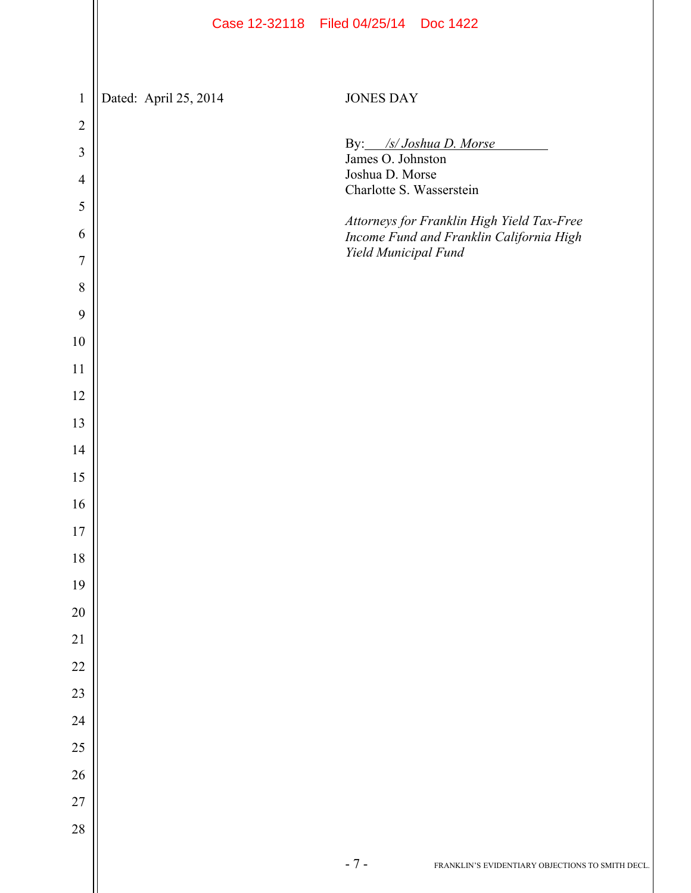Dated: April 25, 2014

JONES DAY

By: */s/ Joshua D. Morse*
James O. Johnston
Joshua D. Morse
Charlotte S. Wasserstein

*Attorneys for Franklin High Yield Tax-Free Income Fund and Franklin California High Yield Municipal Fund*